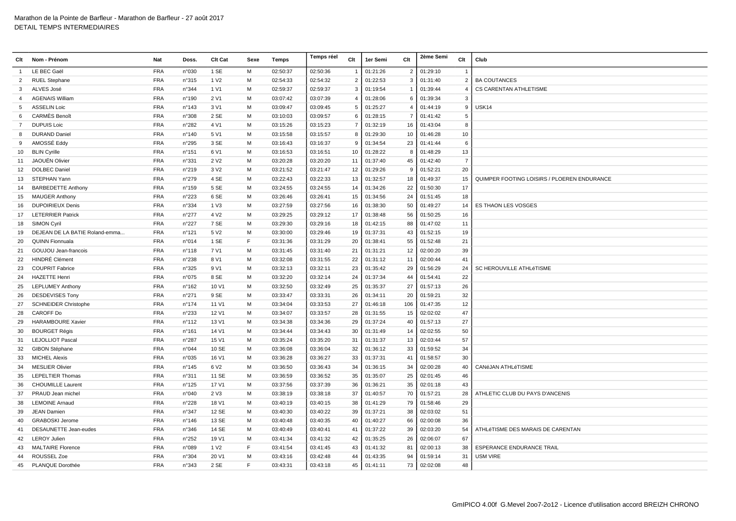Marathon de la Pointe de Barfleur - Marathon de Barfleur - 27 août 2017
DETAIL TEMPS INTERMEDIAIRES

| Clt | Nom - Prénom | Nat | Doss. | Clt Cat | Sexe | Temps | Temps réel | Clt | 1er Semi | Clt | 2ème Semi | Clt | Club |
|---|---|---|---|---|---|---|---|---|---|---|---|---|---|
| 1 | LE BEC Gaël | FRA | n°030 | 1 SE | M | 02:50:37 | 02:50:36 | 1 | 01:21:26 | 2 | 01:29:10 | 1 | |
| 2 | RUEL Stephane | FRA | n°315 | 1 V2 | M | 02:54:33 | 02:54:32 | 2 | 01:22:53 | 3 | 01:31:40 | 2 | BA COUTANCES |
| 3 | ALVES José | FRA | n°344 | 1 V1 | M | 02:59:37 | 02:59:37 | 3 | 01:19:54 | 1 | 01:39:44 | 4 | CS CARENTAN ATHLETISME |
| 4 | AGENAIS William | FRA | n°190 | 2 V1 | M | 03:07:42 | 03:07:39 | 4 | 01:28:06 | 6 | 01:39:34 | 3 | |
| 5 | ASSELIN Loic | FRA | n°143 | 3 V1 | M | 03:09:47 | 03:09:45 | 5 | 01:25:27 | 4 | 01:44:19 | 9 | USK14 |
| 6 | CARMÈS Benoît | FRA | n°308 | 2 SE | M | 03:10:03 | 03:09:57 | 6 | 01:28:15 | 7 | 01:41:42 | 5 | |
| 7 | DUPUIS Loic | FRA | n°282 | 4 V1 | M | 03:15:26 | 03:15:23 | 7 | 01:32:19 | 16 | 01:43:04 | 8 | |
| 8 | DURAND Daniel | FRA | n°140 | 5 V1 | M | 03:15:58 | 03:15:57 | 8 | 01:29:30 | 10 | 01:46:28 | 10 | |
| 9 | AMOSSÉ Eddy | FRA | n°295 | 3 SE | M | 03:16:43 | 03:16:37 | 9 | 01:34:54 | 23 | 01:41:44 | 6 | |
| 10 | BLIN Cyrille | FRA | n°151 | 6 V1 | M | 03:16:53 | 03:16:51 | 10 | 01:28:22 | 8 | 01:48:29 | 13 | |
| 11 | JAOUËN Olivier | FRA | n°331 | 2 V2 | M | 03:20:28 | 03:20:20 | 11 | 01:37:40 | 45 | 01:42:40 | 7 | |
| 12 | DOLBEC Daniel | FRA | n°219 | 3 V2 | M | 03:21:52 | 03:21:47 | 12 | 01:29:26 | 9 | 01:52:21 | 20 | |
| 13 | STEPHAN Yann | FRA | n°279 | 4 SE | M | 03:22:43 | 03:22:33 | 13 | 01:32:57 | 18 | 01:49:37 | 15 | QUIMPER FOOTING LOISIRS / PLOEREN ENDURANCE |
| 14 | BARBEDETTE Anthony | FRA | n°159 | 5 SE | M | 03:24:55 | 03:24:55 | 14 | 01:34:26 | 22 | 01:50:30 | 17 | |
| 15 | MAUGER Anthony | FRA | n°223 | 6 SE | M | 03:26:46 | 03:26:41 | 15 | 01:34:56 | 24 | 01:51:45 | 18 | |
| 16 | DUPOIRIEUX Denis | FRA | n°334 | 1 V3 | M | 03:27:59 | 03:27:56 | 16 | 01:38:30 | 50 | 01:49:27 | 14 | ES THAON LES VOSGES |
| 17 | LETERRIER Patrick | FRA | n°277 | 4 V2 | M | 03:29:25 | 03:29:12 | 17 | 01:38:48 | 56 | 01:50:25 | 16 | |
| 18 | SIMON Cyril | FRA | n°227 | 7 SE | M | 03:29:30 | 03:29:16 | 18 | 01:42:15 | 88 | 01:47:02 | 11 | |
| 19 | DEJEAN DE LA BATIE Roland-emma... | FRA | n°121 | 5 V2 | M | 03:30:00 | 03:29:46 | 19 | 01:37:31 | 43 | 01:52:15 | 19 | |
| 20 | QUINN Fionnuala | FRA | n°014 | 1 SE | F | 03:31:36 | 03:31:29 | 20 | 01:38:41 | 55 | 01:52:48 | 21 | |
| 21 | GOUJOU Jean-francois | FRA | n°118 | 7 V1 | M | 03:31:45 | 03:31:40 | 21 | 01:31:21 | 12 | 02:00:20 | 39 | |
| 22 | HINDRÉ Clément | FRA | n°238 | 8 V1 | M | 03:32:08 | 03:31:55 | 22 | 01:31:12 | 11 | 02:00:44 | 41 | |
| 23 | COUPRIT Fabrice | FRA | n°325 | 9 V1 | M | 03:32:13 | 03:32:11 | 23 | 01:35:42 | 29 | 01:56:29 | 24 | SC HEROUVILLE ATHLéTISME |
| 24 | HAZETTE Henri | FRA | n°075 | 8 SE | M | 03:32:20 | 03:32:14 | 24 | 01:37:34 | 44 | 01:54:41 | 22 | |
| 25 | LEPLUMEY Anthony | FRA | n°162 | 10 V1 | M | 03:32:50 | 03:32:49 | 25 | 01:35:37 | 27 | 01:57:13 | 26 | |
| 26 | DESDEVISES Tony | FRA | n°271 | 9 SE | M | 03:33:47 | 03:33:31 | 26 | 01:34:11 | 20 | 01:59:21 | 32 | |
| 27 | SCHNEIDER Christophe | FRA | n°174 | 11 V1 | M | 03:34:04 | 03:33:53 | 27 | 01:46:18 | 106 | 01:47:35 | 12 | |
| 28 | CAROFF Do | FRA | n°233 | 12 V1 | M | 03:34:07 | 03:33:57 | 28 | 01:31:55 | 15 | 02:02:02 | 47 | |
| 29 | HARAMBOURE Xavier | FRA | n°112 | 13 V1 | M | 03:34:38 | 03:34:36 | 29 | 01:37:24 | 40 | 01:57:13 | 27 | |
| 30 | BOURGET Régis | FRA | n°161 | 14 V1 | M | 03:34:44 | 03:34:43 | 30 | 01:31:49 | 14 | 02:02:55 | 50 | |
| 31 | LEJOLLIOT Pascal | FRA | n°287 | 15 V1 | M | 03:35:24 | 03:35:20 | 31 | 01:31:37 | 13 | 02:03:44 | 57 | |
| 32 | GIBON Stéphane | FRA | n°044 | 10 SE | M | 03:36:08 | 03:36:04 | 32 | 01:36:12 | 33 | 01:59:52 | 34 | |
| 33 | MICHEL Alexis | FRA | n°035 | 16 V1 | M | 03:36:28 | 03:36:27 | 33 | 01:37:31 | 41 | 01:58:57 | 30 | |
| 34 | MESLIER Olivier | FRA | n°145 | 6 V2 | M | 03:36:50 | 03:36:43 | 34 | 01:36:15 | 34 | 02:00:28 | 40 | CANéJAN ATHLéTISME |
| 35 | LEPELTIER Thomas | FRA | n°311 | 11 SE | M | 03:36:59 | 03:36:52 | 35 | 01:35:07 | 25 | 02:01:45 | 46 | |
| 36 | CHOUMILLE Laurent | FRA | n°125 | 17 V1 | M | 03:37:56 | 03:37:39 | 36 | 01:36:21 | 35 | 02:01:18 | 43 | |
| 37 | PRAUD Jean michel | FRA | n°040 | 2 V3 | M | 03:38:19 | 03:38:18 | 37 | 01:40:57 | 70 | 01:57:21 | 28 | ATHLETIC CLUB DU PAYS D'ANCENIS |
| 38 | LEMOINE Arnaud | FRA | n°228 | 18 V1 | M | 03:40:19 | 03:40:15 | 38 | 01:41:29 | 79 | 01:58:46 | 29 | |
| 39 | JEAN Damien | FRA | n°347 | 12 SE | M | 03:40:30 | 03:40:22 | 39 | 01:37:21 | 38 | 02:03:02 | 51 | |
| 40 | GRABOSKI Jerome | FRA | n°146 | 13 SE | M | 03:40:48 | 03:40:35 | 40 | 01:40:27 | 66 | 02:00:08 | 36 | |
| 41 | DESAUNETTE Jean-eudes | FRA | n°346 | 14 SE | M | 03:40:49 | 03:40:41 | 41 | 01:37:22 | 39 | 02:03:20 | 54 | ATHLéTISME DES MARAIS DE CARENTAN |
| 42 | LEROY Julien | FRA | n°252 | 19 V1 | M | 03:41:34 | 03:41:32 | 42 | 01:35:25 | 26 | 02:06:07 | 67 | |
| 43 | MALTAIRE Florence | FRA | n°089 | 1 V2 | F | 03:41:54 | 03:41:45 | 43 | 01:41:32 | 81 | 02:00:13 | 38 | ESPERANCE ENDURANCE TRAIL |
| 44 | ROUSSEL Zoe | FRA | n°304 | 20 V1 | M | 03:43:16 | 03:42:48 | 44 | 01:43:35 | 94 | 01:59:14 | 31 | USM VIRE |
| 45 | PLANQUE Dorothée | FRA | n°343 | 2 SE | F | 03:43:31 | 03:43:18 | 45 | 01:41:11 | 73 | 02:02:08 | 48 | |

GmIPICO 4.00f G.Mevel 2oo7-2o12 - Licence d'utilisation accord BREIZH CHRONO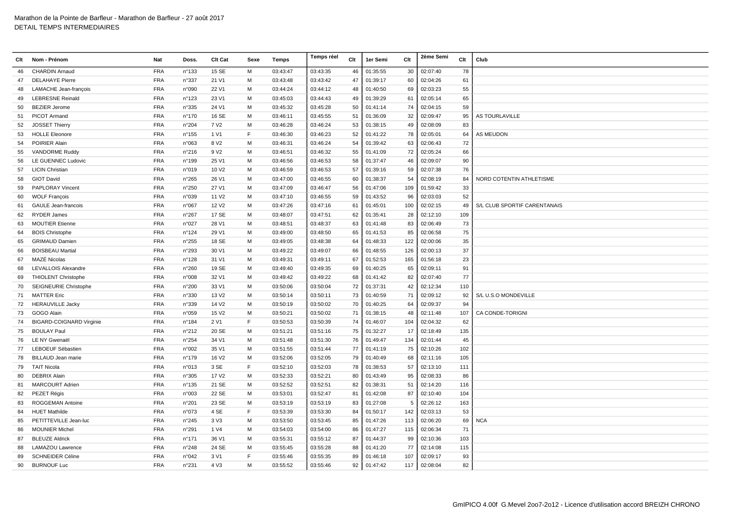Marathon de la Pointe de Barfleur - Marathon de Barfleur - 27 août 2017
DETAIL TEMPS INTERMEDIAIRES

| Clt | Nom - Prénom | Nat | Doss. | Clt Cat | Sexe | Temps | Temps réel | Clt | 1er Semi | Clt | 2ème Semi | Clt | Club |
|---|---|---|---|---|---|---|---|---|---|---|---|---|---|
| 46 | CHARDIN Arnaud | FRA | n°133 | 15 SE | M | 03:43:47 | 03:43:35 | 46 | 01:35:55 | 30 | 02:07:40 | 78 | |
| 47 | DELAHAYE Pierre | FRA | n°337 | 21 V1 | M | 03:43:48 | 03:43:42 | 47 | 01:39:17 | 60 | 02:04:26 | 61 | |
| 48 | LAMACHE Jean-françois | FRA | n°090 | 22 V1 | M | 03:44:24 | 03:44:12 | 48 | 01:40:50 | 69 | 02:03:23 | 55 | |
| 49 | LEBRESNE Reinald | FRA | n°123 | 23 V1 | M | 03:45:03 | 03:44:43 | 49 | 01:39:29 | 61 | 02:05:14 | 65 | |
| 50 | BEZIER Jerome | FRA | n°335 | 24 V1 | M | 03:45:32 | 03:45:28 | 50 | 01:41:14 | 74 | 02:04:15 | 59 | |
| 51 | PICOT Armand | FRA | n°170 | 16 SE | M | 03:46:11 | 03:45:55 | 51 | 01:36:09 | 32 | 02:09:47 | 95 | AS TOURLAVILLE |
| 52 | JOSSET Thierry | FRA | n°204 | 7 V2 | M | 03:46:28 | 03:46:24 | 53 | 01:38:15 | 49 | 02:08:09 | 83 | |
| 53 | HOLLE Eleonore | FRA | n°155 | 1 V1 | F | 03:46:30 | 03:46:23 | 52 | 01:41:22 | 78 | 02:05:01 | 64 | AS MEUDON |
| 54 | POIRIER Alain | FRA | n°063 | 8 V2 | M | 03:46:31 | 03:46:24 | 54 | 01:39:42 | 63 | 02:06:43 | 72 | |
| 55 | VANDORME Ruddy | FRA | n°216 | 9 V2 | M | 03:46:51 | 03:46:32 | 55 | 01:41:09 | 72 | 02:05:24 | 66 | |
| 56 | LE GUENNEC Ludovic | FRA | n°199 | 25 V1 | M | 03:46:56 | 03:46:53 | 58 | 01:37:47 | 46 | 02:09:07 | 90 | |
| 57 | LICIN Christian | FRA | n°019 | 10 V2 | M | 03:46:59 | 03:46:53 | 57 | 01:39:16 | 59 | 02:07:38 | 76 | |
| 58 | GIOT David | FRA | n°265 | 26 V1 | M | 03:47:00 | 03:46:55 | 60 | 01:38:37 | 54 | 02:08:19 | 84 | NORD COTENTIN ATHLETISME |
| 59 | PAPLORAY Vincent | FRA | n°250 | 27 V1 | M | 03:47:09 | 03:46:47 | 56 | 01:47:06 | 109 | 01:59:42 | 33 | |
| 60 | WOLF François | FRA | n°039 | 11 V2 | M | 03:47:10 | 03:46:55 | 59 | 01:43:52 | 96 | 02:03:03 | 52 | |
| 61 | GAULE Jean-francois | FRA | n°067 | 12 V2 | M | 03:47:26 | 03:47:16 | 61 | 01:45:01 | 100 | 02:02:15 | 49 | S/L CLUB SPORTIF CARENTANAIS |
| 62 | RYDER James | FRA | n°267 | 17 SE | M | 03:48:07 | 03:47:51 | 62 | 01:35:41 | 28 | 02:12:10 | 109 | |
| 63 | MOUTIER Etienne | FRA | n°027 | 28 V1 | M | 03:48:51 | 03:48:37 | 63 | 01:41:48 | 83 | 02:06:49 | 73 | |
| 64 | BOIS Christophe | FRA | n°124 | 29 V1 | M | 03:49:00 | 03:48:50 | 65 | 01:41:53 | 85 | 02:06:58 | 75 | |
| 65 | GRIMAUD Damien | FRA | n°255 | 18 SE | M | 03:49:05 | 03:48:38 | 64 | 01:48:33 | 122 | 02:00:06 | 35 | |
| 66 | BOISBEAU Martial | FRA | n°293 | 30 V1 | M | 03:49:22 | 03:49:07 | 66 | 01:48:55 | 126 | 02:00:13 | 37 | |
| 67 | MAZÉ Nicolas | FRA | n°128 | 31 V1 | M | 03:49:31 | 03:49:11 | 67 | 01:52:53 | 165 | 01:56:18 | 23 | |
| 68 | LEVALLOIS Alexandre | FRA | n°260 | 19 SE | M | 03:49:40 | 03:49:35 | 69 | 01:40:25 | 65 | 02:09:11 | 91 | |
| 69 | THIOLENT Christophe | FRA | n°008 | 32 V1 | M | 03:49:42 | 03:49:22 | 68 | 01:41:42 | 82 | 02:07:40 | 77 | |
| 70 | SEIGNEURIE Christophe | FRA | n°200 | 33 V1 | M | 03:50:06 | 03:50:04 | 72 | 01:37:31 | 42 | 02:12:34 | 110 | |
| 71 | MATTER Eric | FRA | n°330 | 13 V2 | M | 03:50:14 | 03:50:11 | 73 | 01:40:59 | 71 | 02:09:12 | 92 | S/L U.S.O MONDEVILLE |
| 72 | HERAUVILLE Jacky | FRA | n°339 | 14 V2 | M | 03:50:19 | 03:50:02 | 70 | 01:40:25 | 64 | 02:09:37 | 94 | |
| 73 | GOGO Alain | FRA | n°059 | 15 V2 | M | 03:50:21 | 03:50:02 | 71 | 01:38:15 | 48 | 02:11:48 | 107 | CA CONDE-TORIGNI |
| 74 | BIGARD-COIGNARD Virginie | FRA | n°184 | 2 V1 | F | 03:50:53 | 03:50:39 | 74 | 01:46:07 | 104 | 02:04:32 | 62 | |
| 75 | BOULAY Paul | FRA | n°212 | 20 SE | M | 03:51:21 | 03:51:16 | 75 | 01:32:27 | 17 | 02:18:49 | 135 | |
| 76 | LE NY Gwenaël | FRA | n°254 | 34 V1 | M | 03:51:48 | 03:51:30 | 76 | 01:49:47 | 134 | 02:01:44 | 45 | |
| 77 | LEBOEUF Sébastien | FRA | n°002 | 35 V1 | M | 03:51:55 | 03:51:44 | 77 | 01:41:19 | 75 | 02:10:26 | 102 | |
| 78 | BILLAUD Jean marie | FRA | n°179 | 16 V2 | M | 03:52:06 | 03:52:05 | 79 | 01:40:49 | 68 | 02:11:16 | 105 | |
| 79 | TAIT Nicola | FRA | n°013 | 3 SE | F | 03:52:10 | 03:52:03 | 78 | 01:38:53 | 57 | 02:13:10 | 111 | |
| 80 | DEBRIX Alain | FRA | n°305 | 17 V2 | M | 03:52:33 | 03:52:21 | 80 | 01:43:49 | 95 | 02:08:33 | 86 | |
| 81 | MARCOURT Adrien | FRA | n°135 | 21 SE | M | 03:52:52 | 03:52:51 | 82 | 01:38:31 | 51 | 02:14:20 | 116 | |
| 82 | PEZET Régis | FRA | n°003 | 22 SE | M | 03:53:01 | 03:52:47 | 81 | 01:42:08 | 87 | 02:10:40 | 104 | |
| 83 | ROGGEMAN Antoine | FRA | n°201 | 23 SE | M | 03:53:19 | 03:53:19 | 83 | 01:27:08 | 5 | 02:26:12 | 163 | |
| 84 | HUET Mathilde | FRA | n°073 | 4 SE | F | 03:53:39 | 03:53:30 | 84 | 01:50:17 | 142 | 02:03:13 | 53 | |
| 85 | PETITTEVILLE Jean-luc | FRA | n°245 | 3 V3 | M | 03:53:50 | 03:53:45 | 85 | 01:47:26 | 113 | 02:06:20 | 69 | NCA |
| 86 | MOUNIER Michel | FRA | n°291 | 1 V4 | M | 03:54:03 | 03:54:00 | 86 | 01:47:27 | 115 | 02:06:34 | 71 | |
| 87 | BLEUZE Aldrick | FRA | n°171 | 36 V1 | M | 03:55:31 | 03:55:12 | 87 | 01:44:37 | 99 | 02:10:36 | 103 | |
| 88 | LAMAZOU Lawrence | FRA | n°248 | 24 SE | M | 03:55:45 | 03:55:28 | 88 | 01:41:20 | 77 | 02:14:08 | 115 | |
| 89 | SCHNEIDER Céline | FRA | n°042 | 3 V1 | F | 03:55:46 | 03:55:35 | 89 | 01:46:18 | 107 | 02:09:17 | 93 | |
| 90 | BURNOUF Luc | FRA | n°231 | 4 V3 | M | 03:55:52 | 03:55:46 | 92 | 01:47:42 | 117 | 02:08:04 | 82 | |

GmIPICO 4.00f G.Mevel 2oo7-2o12 - Licence d'utilisation accord BREIZH CHRONO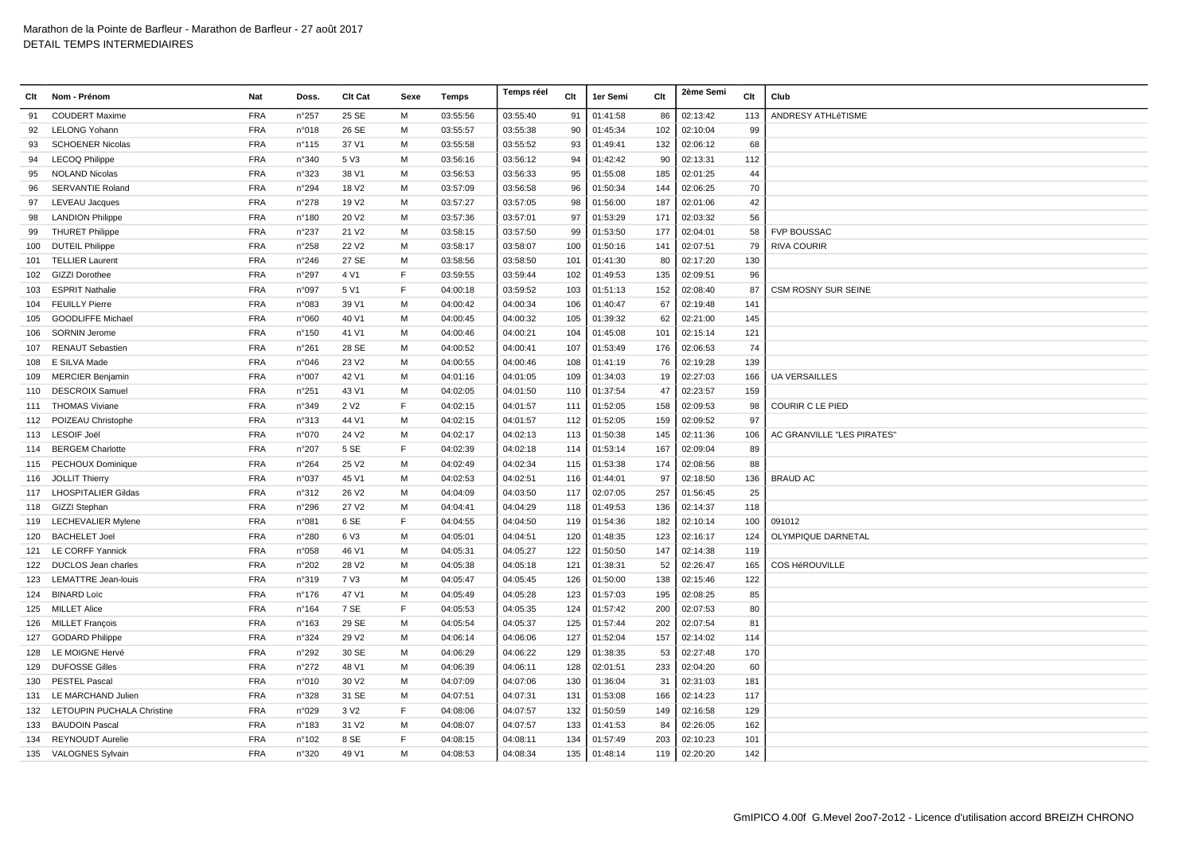Marathon de la Pointe de Barfleur - Marathon de Barfleur - 27 août 2017
DETAIL TEMPS INTERMEDIAIRES

| Clt | Nom - Prénom | Nat | Doss. | Clt Cat | Sexe | Temps | Temps réel | Clt | 1er Semi | Clt | 2ème Semi | Clt | Club |
|---|---|---|---|---|---|---|---|---|---|---|---|---|---|
| 91 | COUDERT Maxime | FRA | n°257 | 25 SE | M | 03:55:56 | 03:55:40 | 91 | 01:41:58 | 86 | 02:13:42 | 113 | ANDRESY ATHLéTISME |
| 92 | LELONG Yohann | FRA | n°018 | 26 SE | M | 03:55:57 | 03:55:38 | 90 | 01:45:34 | 102 | 02:10:04 | 99 | |
| 93 | SCHOENER Nicolas | FRA | n°115 | 37 V1 | M | 03:55:58 | 03:55:52 | 93 | 01:49:41 | 132 | 02:06:12 | 68 | |
| 94 | LECOQ Philippe | FRA | n°340 | 5 V3 | M | 03:56:16 | 03:56:12 | 94 | 01:42:42 | 90 | 02:13:31 | 112 | |
| 95 | NOLAND Nicolas | FRA | n°323 | 38 V1 | M | 03:56:53 | 03:56:33 | 95 | 01:55:08 | 185 | 02:01:25 | 44 | |
| 96 | SERVANTIE Roland | FRA | n°294 | 18 V2 | M | 03:57:09 | 03:56:58 | 96 | 01:50:34 | 144 | 02:06:25 | 70 | |
| 97 | LEVEAU Jacques | FRA | n°278 | 19 V2 | M | 03:57:27 | 03:57:05 | 98 | 01:56:00 | 187 | 02:01:06 | 42 | |
| 98 | LANDION Philippe | FRA | n°180 | 20 V2 | M | 03:57:36 | 03:57:01 | 97 | 01:53:29 | 171 | 02:03:32 | 56 | |
| 99 | THURET Philippe | FRA | n°237 | 21 V2 | M | 03:58:15 | 03:57:50 | 99 | 01:53:50 | 177 | 02:04:01 | 58 | FVP BOUSSAC |
| 100 | DUTEIL Philippe | FRA | n°258 | 22 V2 | M | 03:58:17 | 03:58:07 | 100 | 01:50:16 | 141 | 02:07:51 | 79 | RIVA COURIR |
| 101 | TELLIER Laurent | FRA | n°246 | 27 SE | M | 03:58:56 | 03:58:50 | 101 | 01:41:30 | 80 | 02:17:20 | 130 | |
| 102 | GIZZI Dorothee | FRA | n°297 | 4 V1 | F | 03:59:55 | 03:59:44 | 102 | 01:49:53 | 135 | 02:09:51 | 96 | |
| 103 | ESPRIT Nathalie | FRA | n°097 | 5 V1 | F | 04:00:18 | 03:59:52 | 103 | 01:51:13 | 152 | 02:08:40 | 87 | CSM ROSNY SUR SEINE |
| 104 | FEUILLY Pierre | FRA | n°083 | 39 V1 | M | 04:00:42 | 04:00:34 | 106 | 01:40:47 | 67 | 02:19:48 | 141 | |
| 105 | GOODLIFFE Michael | FRA | n°060 | 40 V1 | M | 04:00:45 | 04:00:32 | 105 | 01:39:32 | 62 | 02:21:00 | 145 | |
| 106 | SORNIN Jerome | FRA | n°150 | 41 V1 | M | 04:00:46 | 04:00:21 | 104 | 01:45:08 | 101 | 02:15:14 | 121 | |
| 107 | RENAUT Sebastien | FRA | n°261 | 28 SE | M | 04:00:52 | 04:00:41 | 107 | 01:53:49 | 176 | 02:06:53 | 74 | |
| 108 | E SILVA Made | FRA | n°046 | 23 V2 | M | 04:00:55 | 04:00:46 | 108 | 01:41:19 | 76 | 02:19:28 | 139 | |
| 109 | MERCIER Benjamin | FRA | n°007 | 42 V1 | M | 04:01:16 | 04:01:05 | 109 | 01:34:03 | 19 | 02:27:03 | 166 | UA VERSAILLES |
| 110 | DESCROIX Samuel | FRA | n°251 | 43 V1 | M | 04:02:05 | 04:01:50 | 110 | 01:37:54 | 47 | 02:23:57 | 159 | |
| 111 | THOMAS Viviane | FRA | n°349 | 2 V2 | F | 04:02:15 | 04:01:57 | 111 | 01:52:05 | 158 | 02:09:53 | 98 | COURIR C LE PIED |
| 112 | POIZEAU Christophe | FRA | n°313 | 44 V1 | M | 04:02:15 | 04:01:57 | 112 | 01:52:05 | 159 | 02:09:52 | 97 | |
| 113 | LESOIF Joël | FRA | n°070 | 24 V2 | M | 04:02:17 | 04:02:13 | 113 | 01:50:38 | 145 | 02:11:36 | 106 | AC GRANVILLE "LES PIRATES" |
| 114 | BERGEM Charlotte | FRA | n°207 | 5 SE | F | 04:02:39 | 04:02:18 | 114 | 01:53:14 | 167 | 02:09:04 | 89 | |
| 115 | PECHOUX Dominique | FRA | n°264 | 25 V2 | M | 04:02:49 | 04:02:34 | 115 | 01:53:38 | 174 | 02:08:56 | 88 | |
| 116 | JOLLIT Thierry | FRA | n°037 | 45 V1 | M | 04:02:53 | 04:02:51 | 116 | 01:44:01 | 97 | 02:18:50 | 136 | BRAUD AC |
| 117 | LHOSPITALIER Gildas | FRA | n°312 | 26 V2 | M | 04:04:09 | 04:03:50 | 117 | 02:07:05 | 257 | 01:56:45 | 25 | |
| 118 | GIZZI Stephan | FRA | n°296 | 27 V2 | M | 04:04:41 | 04:04:29 | 118 | 01:49:53 | 136 | 02:14:37 | 118 | |
| 119 | LECHEVALIER Mylene | FRA | n°081 | 6 SE | F | 04:04:55 | 04:04:50 | 119 | 01:54:36 | 182 | 02:10:14 | 100 | 091012 |
| 120 | BACHELET Joel | FRA | n°280 | 6 V3 | M | 04:05:01 | 04:04:51 | 120 | 01:48:35 | 123 | 02:16:17 | 124 | OLYMPIQUE DARNETAL |
| 121 | LE CORFF Yannick | FRA | n°058 | 46 V1 | M | 04:05:31 | 04:05:27 | 122 | 01:50:50 | 147 | 02:14:38 | 119 | |
| 122 | DUCLOS Jean charles | FRA | n°202 | 28 V2 | M | 04:05:38 | 04:05:18 | 121 | 01:38:31 | 52 | 02:26:47 | 165 | COS HéROUVILLE |
| 123 | LEMATTRE Jean-louis | FRA | n°319 | 7 V3 | M | 04:05:47 | 04:05:45 | 126 | 01:50:00 | 138 | 02:15:46 | 122 | |
| 124 | BINARD Loïc | FRA | n°176 | 47 V1 | M | 04:05:49 | 04:05:28 | 123 | 01:57:03 | 195 | 02:08:25 | 85 | |
| 125 | MILLET Alice | FRA | n°164 | 7 SE | F | 04:05:53 | 04:05:35 | 124 | 01:57:42 | 200 | 02:07:53 | 80 | |
| 126 | MILLET François | FRA | n°163 | 29 SE | M | 04:05:54 | 04:05:37 | 125 | 01:57:44 | 202 | 02:07:54 | 81 | |
| 127 | GODARD Philippe | FRA | n°324 | 29 V2 | M | 04:06:14 | 04:06:06 | 127 | 01:52:04 | 157 | 02:14:02 | 114 | |
| 128 | LE MOIGNE Hervé | FRA | n°292 | 30 SE | M | 04:06:29 | 04:06:22 | 129 | 01:38:35 | 53 | 02:27:48 | 170 | |
| 129 | DUFOSSE Gilles | FRA | n°272 | 48 V1 | M | 04:06:39 | 04:06:11 | 128 | 02:01:51 | 233 | 02:04:20 | 60 | |
| 130 | PESTEL Pascal | FRA | n°010 | 30 V2 | M | 04:07:09 | 04:07:06 | 130 | 01:36:04 | 31 | 02:31:03 | 181 | |
| 131 | LE MARCHAND Julien | FRA | n°328 | 31 SE | M | 04:07:51 | 04:07:31 | 131 | 01:53:08 | 166 | 02:14:23 | 117 | |
| 132 | LETOUPIN PUCHALA Christine | FRA | n°029 | 3 V2 | F | 04:08:06 | 04:07:57 | 132 | 01:50:59 | 149 | 02:16:58 | 129 | |
| 133 | BAUDOIN Pascal | FRA | n°183 | 31 V2 | M | 04:08:07 | 04:07:57 | 133 | 01:41:53 | 84 | 02:26:05 | 162 | |
| 134 | REYNOUDT Aurelie | FRA | n°102 | 8 SE | F | 04:08:15 | 04:08:11 | 134 | 01:57:49 | 203 | 02:10:23 | 101 | |
| 135 | VALOGNES Sylvain | FRA | n°320 | 49 V1 | M | 04:08:53 | 04:08:34 | 135 | 01:48:14 | 119 | 02:20:20 | 142 | |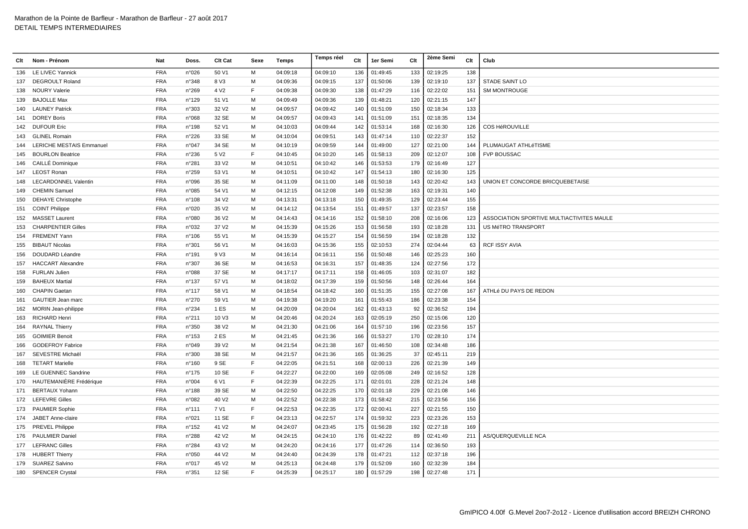# Marathon de la Pointe de Barfleur - Marathon de Barfleur - 27 août 2017

DETAIL TEMPS INTERMEDIAIRES

| Clt | Nom - Prénom | Nat | Doss. | Clt Cat | Sexe | Temps | Temps réel | Clt | 1er Semi | Clt | 2ème Semi | Clt | Club |
|---|---|---|---|---|---|---|---|---|---|---|---|---|---|
| 136 | LE LIVEC Yannick | FRA | n°026 | 50 V1 | M | 04:09:18 | 04:09:10 | 136 | 01:49:45 | 133 | 02:19:25 | 138 | |
| 137 | DEGROULT Roland | FRA | n°348 | 8 V3 | M | 04:09:36 | 04:09:15 | 137 | 01:50:06 | 139 | 02:19:10 | 137 | STADE SAINT LO |
| 138 | NOURY Valerie | FRA | n°269 | 4 V2 | F | 04:09:38 | 04:09:30 | 138 | 01:47:29 | 116 | 02:22:02 | 151 | SM MONTROUGE |
| 139 | BAJOLLE Max | FRA | n°129 | 51 V1 | M | 04:09:49 | 04:09:36 | 139 | 01:48:21 | 120 | 02:21:15 | 147 | |
| 140 | LAUNEY Patrick | FRA | n°303 | 32 V2 | M | 04:09:57 | 04:09:42 | 140 | 01:51:09 | 150 | 02:18:34 | 133 | |
| 141 | DOREY Boris | FRA | n°068 | 32 SE | M | 04:09:57 | 04:09:43 | 141 | 01:51:09 | 151 | 02:18:35 | 134 | |
| 142 | DUFOUR Eric | FRA | n°198 | 52 V1 | M | 04:10:03 | 04:09:44 | 142 | 01:53:14 | 168 | 02:16:30 | 126 | COS HéROUVILLE |
| 143 | GLINEL Romain | FRA | n°226 | 33 SE | M | 04:10:04 | 04:09:51 | 143 | 01:47:14 | 110 | 02:22:37 | 152 | |
| 144 | LERICHE MESTAIS Emmanuel | FRA | n°047 | 34 SE | M | 04:10:19 | 04:09:59 | 144 | 01:49:00 | 127 | 02:21:00 | 144 | PLUMAUGAT ATHLéTISME |
| 145 | BOURLON Beatrice | FRA | n°236 | 5 V2 | F | 04:10:45 | 04:10:20 | 145 | 01:58:13 | 209 | 02:12:07 | 108 | FVP BOUSSAC |
| 146 | CAILLÉ Dominique | FRA | n°281 | 33 V2 | M | 04:10:51 | 04:10:42 | 146 | 01:53:53 | 179 | 02:16:49 | 127 | |
| 147 | LEOST Ronan | FRA | n°259 | 53 V1 | M | 04:10:51 | 04:10:42 | 147 | 01:54:13 | 180 | 02:16:30 | 125 | |
| 148 | LECARDONNEL Valentin | FRA | n°096 | 35 SE | M | 04:11:09 | 04:11:00 | 148 | 01:50:18 | 143 | 02:20:42 | 143 | UNION ET CONCORDE BRICQUEBETAISE |
| 149 | CHEMIN Samuel | FRA | n°085 | 54 V1 | M | 04:12:15 | 04:12:08 | 149 | 01:52:38 | 163 | 02:19:31 | 140 | |
| 150 | DEHAYE Christophe | FRA | n°108 | 34 V2 | M | 04:13:31 | 04:13:18 | 150 | 01:49:35 | 129 | 02:23:44 | 155 | |
| 151 | COINT Philippe | FRA | n°020 | 35 V2 | M | 04:14:12 | 04:13:54 | 151 | 01:49:57 | 137 | 02:23:57 | 158 | |
| 152 | MASSET Laurent | FRA | n°080 | 36 V2 | M | 04:14:43 | 04:14:16 | 152 | 01:58:10 | 208 | 02:16:06 | 123 | ASSOCIATION SPORTIVE MULTIACTIVITES MAULE |
| 153 | CHARPENTIER Gilles | FRA | n°032 | 37 V2 | M | 04:15:39 | 04:15:26 | 153 | 01:56:58 | 193 | 02:18:28 | 131 | US MéTRO TRANSPORT |
| 154 | FREMENT Yann | FRA | n°106 | 55 V1 | M | 04:15:39 | 04:15:27 | 154 | 01:56:59 | 194 | 02:18:28 | 132 | |
| 155 | BIBAUT Nicolas | FRA | n°301 | 56 V1 | M | 04:16:03 | 04:15:36 | 155 | 02:10:53 | 274 | 02:04:44 | 63 | RCF ISSY AVIA |
| 156 | DOUDARD Léandre | FRA | n°191 | 9 V3 | M | 04:16:14 | 04:16:11 | 156 | 01:50:48 | 146 | 02:25:23 | 160 | |
| 157 | HACCART Alexandre | FRA | n°307 | 36 SE | M | 04:16:53 | 04:16:31 | 157 | 01:48:35 | 124 | 02:27:56 | 172 | |
| 158 | FURLAN Julien | FRA | n°088 | 37 SE | M | 04:17:17 | 04:17:11 | 158 | 01:46:05 | 103 | 02:31:07 | 182 | |
| 159 | BAHEUX Martial | FRA | n°137 | 57 V1 | M | 04:18:02 | 04:17:39 | 159 | 01:50:56 | 148 | 02:26:44 | 164 | |
| 160 | CHAPIN Gaetan | FRA | n°117 | 58 V1 | M | 04:18:54 | 04:18:42 | 160 | 01:51:35 | 155 | 02:27:08 | 167 | ATHLé DU PAYS DE REDON |
| 161 | GAUTIER Jean marc | FRA | n°270 | 59 V1 | M | 04:19:38 | 04:19:20 | 161 | 01:55:43 | 186 | 02:23:38 | 154 | |
| 162 | MORIN Jean-philippe | FRA | n°234 | 1 ES | M | 04:20:09 | 04:20:04 | 162 | 01:43:13 | 92 | 02:36:52 | 194 | |
| 163 | RICHARD Henri | FRA | n°211 | 10 V3 | M | 04:20:46 | 04:20:24 | 163 | 02:05:19 | 250 | 02:15:06 | 120 | |
| 164 | RAYNAL Thierry | FRA | n°350 | 38 V2 | M | 04:21:30 | 04:21:06 | 164 | 01:57:10 | 196 | 02:23:56 | 157 | |
| 165 | GOIMIER Benoit | FRA | n°153 | 2 ES | M | 04:21:45 | 04:21:36 | 166 | 01:53:27 | 170 | 02:28:10 | 174 | |
| 166 | GODEFROY Fabrice | FRA | n°049 | 39 V2 | M | 04:21:54 | 04:21:38 | 167 | 01:46:50 | 108 | 02:34:48 | 186 | |
| 167 | SEVESTRE Michaël | FRA | n°300 | 38 SE | M | 04:21:57 | 04:21:36 | 165 | 01:36:25 | 37 | 02:45:11 | 219 | |
| 168 | TETART Marielle | FRA | n°160 | 9 SE | F | 04:22:05 | 04:21:51 | 168 | 02:00:13 | 226 | 02:21:39 | 149 | |
| 169 | LE GUENNEC Sandrine | FRA | n°175 | 10 SE | F | 04:22:27 | 04:22:00 | 169 | 02:05:08 | 249 | 02:16:52 | 128 | |
| 170 | HAUTEMANIÈRE Frédérique | FRA | n°004 | 6 V1 | F | 04:22:39 | 04:22:25 | 171 | 02:01:01 | 228 | 02:21:24 | 148 | |
| 171 | BERTAUX Yohann | FRA | n°188 | 39 SE | M | 04:22:50 | 04:22:25 | 170 | 02:01:18 | 229 | 02:21:08 | 146 | |
| 172 | LEFEVRE Gilles | FRA | n°082 | 40 V2 | M | 04:22:52 | 04:22:38 | 173 | 01:58:42 | 215 | 02:23:56 | 156 | |
| 173 | PAUMIER Sophie | FRA | n°111 | 7 V1 | F | 04:22:53 | 04:22:35 | 172 | 02:00:41 | 227 | 02:21:55 | 150 | |
| 174 | JABET Anne-claire | FRA | n°021 | 11 SE | F | 04:23:13 | 04:22:57 | 174 | 01:59:32 | 223 | 02:23:26 | 153 | |
| 175 | PREVEL Philippe | FRA | n°152 | 41 V2 | M | 04:24:07 | 04:23:45 | 175 | 01:56:28 | 192 | 02:27:18 | 169 | |
| 176 | PAULMIER Daniel | FRA | n°288 | 42 V2 | M | 04:24:15 | 04:24:10 | 176 | 01:42:22 | 89 | 02:41:49 | 211 | AS/QUERQUEVILLE NCA |
| 177 | LEFRANC Gilles | FRA | n°284 | 43 V2 | M | 04:24:20 | 04:24:16 | 177 | 01:47:26 | 114 | 02:36:50 | 193 | |
| 178 | HUBERT Thierry | FRA | n°050 | 44 V2 | M | 04:24:40 | 04:24:39 | 178 | 01:47:21 | 112 | 02:37:18 | 196 | |
| 179 | SUAREZ Salvino | FRA | n°017 | 45 V2 | M | 04:25:13 | 04:24:48 | 179 | 01:52:09 | 160 | 02:32:39 | 184 | |
| 180 | SPENCER Crystal | FRA | n°351 | 12 SE | F | 04:25:39 | 04:25:17 | 180 | 01:57:29 | 198 | 02:27:48 | 171 | |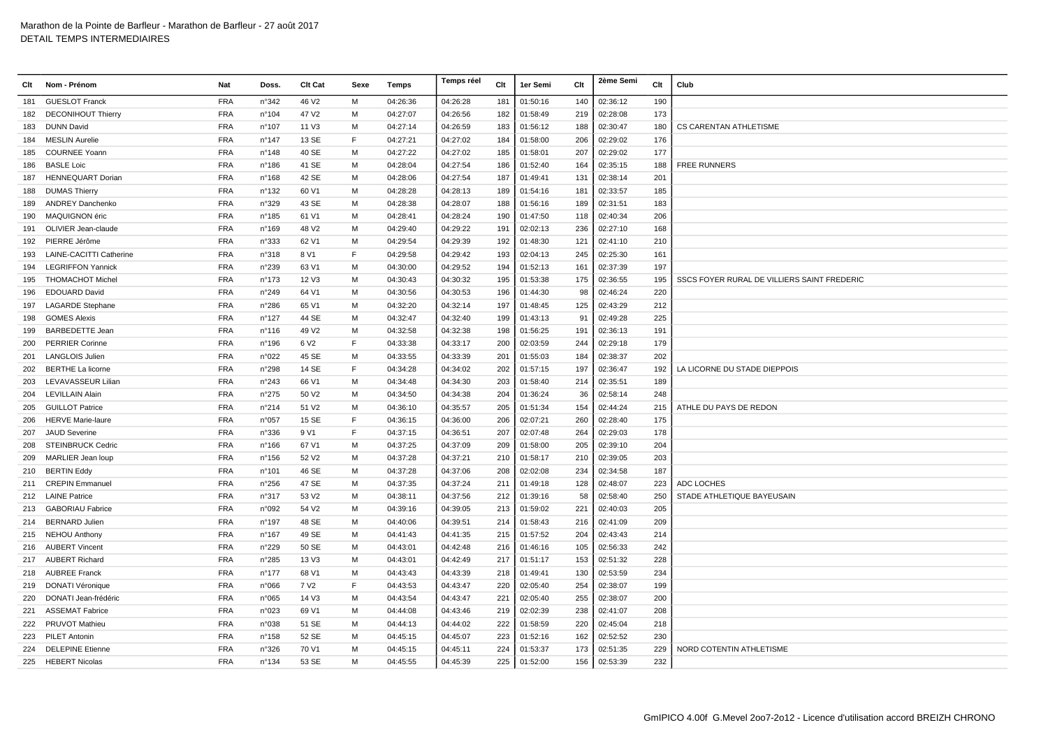Marathon de la Pointe de Barfleur - Marathon de Barfleur - 27 août 2017
DETAIL TEMPS INTERMEDIAIRES

| Clt | Nom - Prénom | Nat | Doss. | Clt Cat | Sexe | Temps | Temps réel | Clt | 1er Semi | Clt | 2ème Semi | Clt | Club |
|---|---|---|---|---|---|---|---|---|---|---|---|---|---|
| 181 | GUESLOT Franck | FRA | n°342 | 46 V2 | M | 04:26:36 | 04:26:28 | 181 | 01:50:16 | 140 | 02:36:12 | 190 | |
| 182 | DECONIHOUT Thierry | FRA | n°104 | 47 V2 | M | 04:27:07 | 04:26:56 | 182 | 01:58:49 | 219 | 02:28:08 | 173 | |
| 183 | DUNN David | FRA | n°107 | 11 V3 | M | 04:27:14 | 04:26:59 | 183 | 01:56:12 | 188 | 02:30:47 | 180 | CS CARENTAN ATHLETISME |
| 184 | MESLIN Aurelie | FRA | n°147 | 13 SE | F | 04:27:21 | 04:27:02 | 184 | 01:58:00 | 206 | 02:29:02 | 176 | |
| 185 | COURNEE Yoann | FRA | n°148 | 40 SE | M | 04:27:22 | 04:27:02 | 185 | 01:58:01 | 207 | 02:29:02 | 177 | |
| 186 | BASLE Loic | FRA | n°186 | 41 SE | M | 04:28:04 | 04:27:54 | 186 | 01:52:40 | 164 | 02:35:15 | 188 | FREE RUNNERS |
| 187 | HENNEQUART Dorian | FRA | n°168 | 42 SE | M | 04:28:06 | 04:27:54 | 187 | 01:49:41 | 131 | 02:38:14 | 201 | |
| 188 | DUMAS Thierry | FRA | n°132 | 60 V1 | M | 04:28:28 | 04:28:13 | 189 | 01:54:16 | 181 | 02:33:57 | 185 | |
| 189 | ANDREY Danchenko | FRA | n°329 | 43 SE | M | 04:28:38 | 04:28:07 | 188 | 01:56:16 | 189 | 02:31:51 | 183 | |
| 190 | MAQUIGNON éric | FRA | n°185 | 61 V1 | M | 04:28:41 | 04:28:24 | 190 | 01:47:50 | 118 | 02:40:34 | 206 | |
| 191 | OLIVIER Jean-claude | FRA | n°169 | 48 V2 | M | 04:29:40 | 04:29:22 | 191 | 02:02:13 | 236 | 02:27:10 | 168 | |
| 192 | PIERRE Jérôme | FRA | n°333 | 62 V1 | M | 04:29:54 | 04:29:39 | 192 | 01:48:30 | 121 | 02:41:10 | 210 | |
| 193 | LAINE-CACITTI Catherine | FRA | n°318 | 8 V1 | F | 04:29:58 | 04:29:42 | 193 | 02:04:13 | 245 | 02:25:30 | 161 | |
| 194 | LEGRIFFON Yannick | FRA | n°239 | 63 V1 | M | 04:30:00 | 04:29:52 | 194 | 01:52:13 | 161 | 02:37:39 | 197 | |
| 195 | THOMACHOT Michel | FRA | n°173 | 12 V3 | M | 04:30:43 | 04:30:32 | 195 | 01:53:38 | 175 | 02:36:55 | 195 | SSCS FOYER RURAL DE VILLIERS SAINT FREDERIC |
| 196 | EDOUARD David | FRA | n°249 | 64 V1 | M | 04:30:56 | 04:30:53 | 196 | 01:44:30 | 98 | 02:46:24 | 220 | |
| 197 | LAGARDE Stephane | FRA | n°286 | 65 V1 | M | 04:32:20 | 04:32:14 | 197 | 01:48:45 | 125 | 02:43:29 | 212 | |
| 198 | GOMES Alexis | FRA | n°127 | 44 SE | M | 04:32:47 | 04:32:40 | 199 | 01:43:13 | 91 | 02:49:28 | 225 | |
| 199 | BARBEDETTE Jean | FRA | n°116 | 49 V2 | M | 04:32:58 | 04:32:38 | 198 | 01:56:25 | 191 | 02:36:13 | 191 | |
| 200 | PERRIER Corinne | FRA | n°196 | 6 V2 | F | 04:33:38 | 04:33:17 | 200 | 02:03:59 | 244 | 02:29:18 | 179 | |
| 201 | LANGLOIS Julien | FRA | n°022 | 45 SE | M | 04:33:55 | 04:33:39 | 201 | 01:55:03 | 184 | 02:38:37 | 202 | |
| 202 | BERTHE La licorne | FRA | n°298 | 14 SE | F | 04:34:28 | 04:34:02 | 202 | 01:57:15 | 197 | 02:36:47 | 192 | LA LICORNE DU STADE DIEPPOIS |
| 203 | LEVAVASSEUR Lilian | FRA | n°243 | 66 V1 | M | 04:34:48 | 04:34:30 | 203 | 01:58:40 | 214 | 02:35:51 | 189 | |
| 204 | LEVILLAIN Alain | FRA | n°275 | 50 V2 | M | 04:34:50 | 04:34:38 | 204 | 01:36:24 | 36 | 02:58:14 | 248 | |
| 205 | GUILLOT Patrice | FRA | n°214 | 51 V2 | M | 04:36:10 | 04:35:57 | 205 | 01:51:34 | 154 | 02:44:24 | 215 | ATHLE DU PAYS DE REDON |
| 206 | HERVE Marie-laure | FRA | n°057 | 15 SE | F | 04:36:15 | 04:36:00 | 206 | 02:07:21 | 260 | 02:28:40 | 175 | |
| 207 | JAUD Severine | FRA | n°336 | 9 V1 | F | 04:37:15 | 04:36:51 | 207 | 02:07:48 | 264 | 02:29:03 | 178 | |
| 208 | STEINBRUCK Cedric | FRA | n°166 | 67 V1 | M | 04:37:25 | 04:37:09 | 209 | 01:58:00 | 205 | 02:39:10 | 204 | |
| 209 | MARLIER Jean loup | FRA | n°156 | 52 V2 | M | 04:37:28 | 04:37:21 | 210 | 01:58:17 | 210 | 02:39:05 | 203 | |
| 210 | BERTIN Eddy | FRA | n°101 | 46 SE | M | 04:37:28 | 04:37:06 | 208 | 02:02:08 | 234 | 02:34:58 | 187 | |
| 211 | CREPIN Emmanuel | FRA | n°256 | 47 SE | M | 04:37:35 | 04:37:24 | 211 | 01:49:18 | 128 | 02:48:07 | 223 | ADC LOCHES |
| 212 | LAINE Patrice | FRA | n°317 | 53 V2 | M | 04:38:11 | 04:37:56 | 212 | 01:39:16 | 58 | 02:58:40 | 250 | STADE ATHLETIQUE BAYEUSAIN |
| 213 | GABORIAU Fabrice | FRA | n°092 | 54 V2 | M | 04:39:16 | 04:39:05 | 213 | 01:59:02 | 221 | 02:40:03 | 205 | |
| 214 | BERNARD Julien | FRA | n°197 | 48 SE | M | 04:40:06 | 04:39:51 | 214 | 01:58:43 | 216 | 02:41:09 | 209 | |
| 215 | NEHOU Anthony | FRA | n°167 | 49 SE | M | 04:41:43 | 04:41:35 | 215 | 01:57:52 | 204 | 02:43:43 | 214 | |
| 216 | AUBERT Vincent | FRA | n°229 | 50 SE | M | 04:43:01 | 04:42:48 | 216 | 01:46:16 | 105 | 02:56:33 | 242 | |
| 217 | AUBERT Richard | FRA | n°285 | 13 V3 | M | 04:43:01 | 04:42:49 | 217 | 01:51:17 | 153 | 02:51:32 | 228 | |
| 218 | AUBREE Franck | FRA | n°177 | 68 V1 | M | 04:43:43 | 04:43:39 | 218 | 01:49:41 | 130 | 02:53:59 | 234 | |
| 219 | DONATI Véronique | FRA | n°066 | 7 V2 | F | 04:43:53 | 04:43:47 | 220 | 02:05:40 | 254 | 02:38:07 | 199 | |
| 220 | DONATI Jean-frédéric | FRA | n°065 | 14 V3 | M | 04:43:54 | 04:43:47 | 221 | 02:05:40 | 255 | 02:38:07 | 200 | |
| 221 | ASSEMAT Fabrice | FRA | n°023 | 69 V1 | M | 04:44:08 | 04:43:46 | 219 | 02:02:39 | 238 | 02:41:07 | 208 | |
| 222 | PRUVOT Mathieu | FRA | n°038 | 51 SE | M | 04:44:13 | 04:44:02 | 222 | 01:58:59 | 220 | 02:45:04 | 218 | |
| 223 | PILET Antonin | FRA | n°158 | 52 SE | M | 04:45:15 | 04:45:07 | 223 | 01:52:16 | 162 | 02:52:52 | 230 | |
| 224 | DELEPINE Etienne | FRA | n°326 | 70 V1 | M | 04:45:15 | 04:45:11 | 224 | 01:53:37 | 173 | 02:51:35 | 229 | NORD COTENTIN ATHLETISME |
| 225 | HEBERT Nicolas | FRA | n°134 | 53 SE | M | 04:45:55 | 04:45:39 | 225 | 01:52:00 | 156 | 02:53:39 | 232 | |

GmIPICO 4.00f G.Mevel 2oo7-2o12 - Licence d'utilisation accord BREIZH CHRONO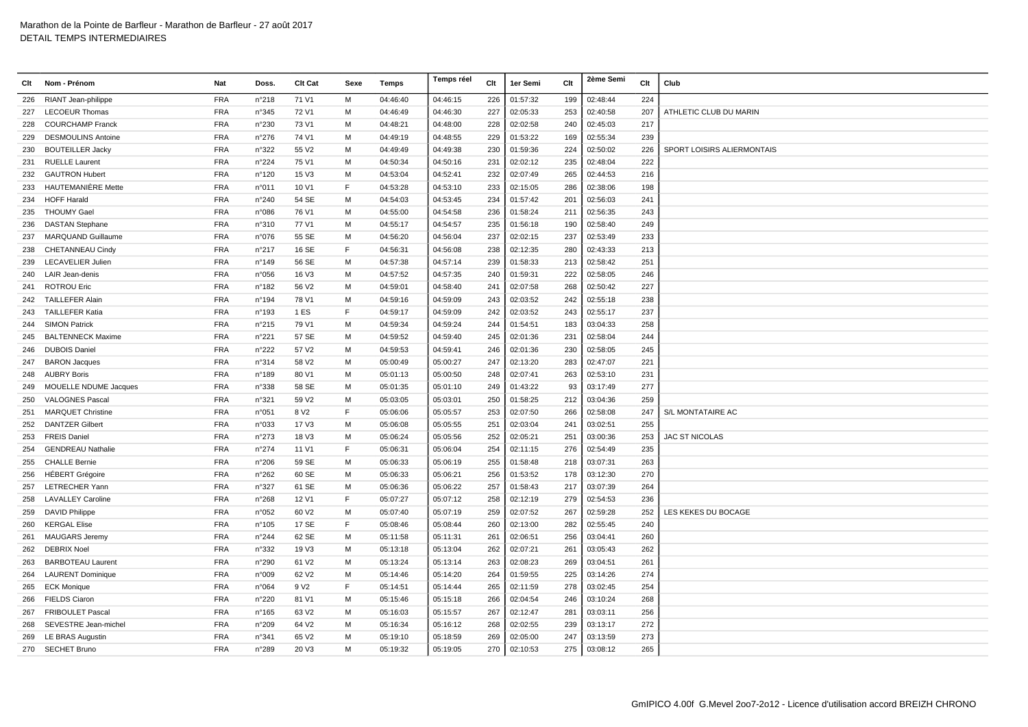Marathon de la Pointe de Barfleur - Marathon de Barfleur - 27 août 2017
DETAIL TEMPS INTERMEDIAIRES

| Clt | Nom - Prénom | Nat | Doss. | Clt Cat | Sexe | Temps | Temps réel | Clt | 1er Semi | Clt | 2ème Semi | Clt | Club |
|---|---|---|---|---|---|---|---|---|---|---|---|---|---|
| 226 | RIANT Jean-philippe | FRA | n°218 | 71 V1 | M | 04:46:40 | 04:46:15 | 226 | 01:57:32 | 199 | 02:48:44 | 224 | |
| 227 | LECOEUR Thomas | FRA | n°345 | 72 V1 | M | 04:46:49 | 04:46:30 | 227 | 02:05:33 | 253 | 02:40:58 | 207 | ATHLETIC CLUB DU MARIN |
| 228 | COURCHAMP Franck | FRA | n°230 | 73 V1 | M | 04:48:21 | 04:48:00 | 228 | 02:02:58 | 240 | 02:45:03 | 217 | |
| 229 | DESMOULINS Antoine | FRA | n°276 | 74 V1 | M | 04:49:19 | 04:48:55 | 229 | 01:53:22 | 169 | 02:55:34 | 239 | |
| 230 | BOUTEILLER Jacky | FRA | n°322 | 55 V2 | M | 04:49:49 | 04:49:38 | 230 | 01:59:36 | 224 | 02:50:02 | 226 | SPORT LOISIRS ALIERMONTAIS |
| 231 | RUELLE Laurent | FRA | n°224 | 75 V1 | M | 04:50:34 | 04:50:16 | 231 | 02:02:12 | 235 | 02:48:04 | 222 | |
| 232 | GAUTRON Hubert | FRA | n°120 | 15 V3 | M | 04:53:04 | 04:52:41 | 232 | 02:07:49 | 265 | 02:44:53 | 216 | |
| 233 | HAUTEMANIÈRE Mette | FRA | n°011 | 10 V1 | F | 04:53:28 | 04:53:10 | 233 | 02:15:05 | 286 | 02:38:06 | 198 | |
| 234 | HOFF Harald | FRA | n°240 | 54 SE | M | 04:54:03 | 04:53:45 | 234 | 01:57:42 | 201 | 02:56:03 | 241 | |
| 235 | THOUMY Gael | FRA | n°086 | 76 V1 | M | 04:55:00 | 04:54:58 | 236 | 01:58:24 | 211 | 02:56:35 | 243 | |
| 236 | DASTAN Stephane | FRA | n°310 | 77 V1 | M | 04:55:17 | 04:54:57 | 235 | 01:56:18 | 190 | 02:58:40 | 249 | |
| 237 | MARQUAND Guillaume | FRA | n°076 | 55 SE | M | 04:56:20 | 04:56:04 | 237 | 02:02:15 | 237 | 02:53:49 | 233 | |
| 238 | CHETANNEAU Cindy | FRA | n°217 | 16 SE | F | 04:56:31 | 04:56:08 | 238 | 02:12:35 | 280 | 02:43:33 | 213 | |
| 239 | LECAVELIER Julien | FRA | n°149 | 56 SE | M | 04:57:38 | 04:57:14 | 239 | 01:58:33 | 213 | 02:58:42 | 251 | |
| 240 | LAIR Jean-denis | FRA | n°056 | 16 V3 | M | 04:57:52 | 04:57:35 | 240 | 01:59:31 | 222 | 02:58:05 | 246 | |
| 241 | ROTROU Eric | FRA | n°182 | 56 V2 | M | 04:59:01 | 04:58:40 | 241 | 02:07:58 | 268 | 02:50:42 | 227 | |
| 242 | TAILLEFER Alain | FRA | n°194 | 78 V1 | M | 04:59:16 | 04:59:09 | 243 | 02:03:52 | 242 | 02:55:18 | 238 | |
| 243 | TAILLEFER Katia | FRA | n°193 | 1 ES | F | 04:59:17 | 04:59:09 | 242 | 02:03:52 | 243 | 02:55:17 | 237 | |
| 244 | SIMON Patrick | FRA | n°215 | 79 V1 | M | 04:59:34 | 04:59:24 | 244 | 01:54:51 | 183 | 03:04:33 | 258 | |
| 245 | BALTENNECK Maxime | FRA | n°221 | 57 SE | M | 04:59:52 | 04:59:40 | 245 | 02:01:36 | 231 | 02:58:04 | 244 | |
| 246 | DUBOIS Daniel | FRA | n°222 | 57 V2 | M | 04:59:53 | 04:59:41 | 246 | 02:01:36 | 230 | 02:58:05 | 245 | |
| 247 | BARON Jacques | FRA | n°314 | 58 V2 | M | 05:00:49 | 05:00:27 | 247 | 02:13:20 | 283 | 02:47:07 | 221 | |
| 248 | AUBRY Boris | FRA | n°189 | 80 V1 | M | 05:01:13 | 05:00:50 | 248 | 02:07:41 | 263 | 02:53:10 | 231 | |
| 249 | MOUELLE NDUME Jacques | FRA | n°338 | 58 SE | M | 05:01:35 | 05:01:10 | 249 | 01:43:22 | 93 | 03:17:49 | 277 | |
| 250 | VALOGNES Pascal | FRA | n°321 | 59 V2 | M | 05:03:05 | 05:03:01 | 250 | 01:58:25 | 212 | 03:04:36 | 259 | |
| 251 | MARQUET Christine | FRA | n°051 | 8 V2 | F | 05:06:06 | 05:05:57 | 253 | 02:07:50 | 266 | 02:58:08 | 247 | S/L MONTATAIRE AC |
| 252 | DANTZER Gilbert | FRA | n°033 | 17 V3 | M | 05:06:08 | 05:05:55 | 251 | 02:03:04 | 241 | 03:02:51 | 255 | |
| 253 | FREIS Daniel | FRA | n°273 | 18 V3 | M | 05:06:24 | 05:05:56 | 252 | 02:05:21 | 251 | 03:00:36 | 253 | JAC ST NICOLAS |
| 254 | GENDREAU Nathalie | FRA | n°274 | 11 V1 | F | 05:06:31 | 05:06:04 | 254 | 02:11:15 | 276 | 02:54:49 | 235 | |
| 255 | CHALLE Bernie | FRA | n°206 | 59 SE | M | 05:06:33 | 05:06:19 | 255 | 01:58:48 | 218 | 03:07:31 | 263 | |
| 256 | HÉBERT Grégoire | FRA | n°262 | 60 SE | M | 05:06:33 | 05:06:21 | 256 | 01:53:52 | 178 | 03:12:30 | 270 | |
| 257 | LETRECHER Yann | FRA | n°327 | 61 SE | M | 05:06:36 | 05:06:22 | 257 | 01:58:43 | 217 | 03:07:39 | 264 | |
| 258 | LAVALLEY Caroline | FRA | n°268 | 12 V1 | F | 05:07:27 | 05:07:12 | 258 | 02:12:19 | 279 | 02:54:53 | 236 | |
| 259 | DAVID Philippe | FRA | n°052 | 60 V2 | M | 05:07:40 | 05:07:19 | 259 | 02:07:52 | 267 | 02:59:28 | 252 | LES KEKES DU BOCAGE |
| 260 | KERGAL Elise | FRA | n°105 | 17 SE | F | 05:08:46 | 05:08:44 | 260 | 02:13:00 | 282 | 02:55:45 | 240 | |
| 261 | MAUGARS Jeremy | FRA | n°244 | 62 SE | M | 05:11:58 | 05:11:31 | 261 | 02:06:51 | 256 | 03:04:41 | 260 | |
| 262 | DEBRIX Noel | FRA | n°332 | 19 V3 | M | 05:13:18 | 05:13:04 | 262 | 02:07:21 | 261 | 03:05:43 | 262 | |
| 263 | BARBOTEAU Laurent | FRA | n°290 | 61 V2 | M | 05:13:24 | 05:13:14 | 263 | 02:08:23 | 269 | 03:04:51 | 261 | |
| 264 | LAURENT Dominique | FRA | n°009 | 62 V2 | M | 05:14:46 | 05:14:20 | 264 | 01:59:55 | 225 | 03:14:26 | 274 | |
| 265 | ECK Monique | FRA | n°064 | 9 V2 | F | 05:14:51 | 05:14:44 | 265 | 02:11:59 | 278 | 03:02:45 | 254 | |
| 266 | FIELDS Ciaron | FRA | n°220 | 81 V1 | M | 05:15:46 | 05:15:18 | 266 | 02:04:54 | 246 | 03:10:24 | 268 | |
| 267 | FRIBOULET Pascal | FRA | n°165 | 63 V2 | M | 05:16:03 | 05:15:57 | 267 | 02:12:47 | 281 | 03:03:11 | 256 | |
| 268 | SEVESTRE Jean-michel | FRA | n°209 | 64 V2 | M | 05:16:34 | 05:16:12 | 268 | 02:02:55 | 239 | 03:13:17 | 272 | |
| 269 | LE BRAS Augustin | FRA | n°341 | 65 V2 | M | 05:19:10 | 05:18:59 | 269 | 02:05:00 | 247 | 03:13:59 | 273 | |
| 270 | SECHET Bruno | FRA | n°289 | 20 V3 | M | 05:19:32 | 05:19:05 | 270 | 02:10:53 | 275 | 03:08:12 | 265 | |

GmIPICO 4.00f G.Mevel 2oo7-2o12 - Licence d'utilisation accord BREIZH CHRONO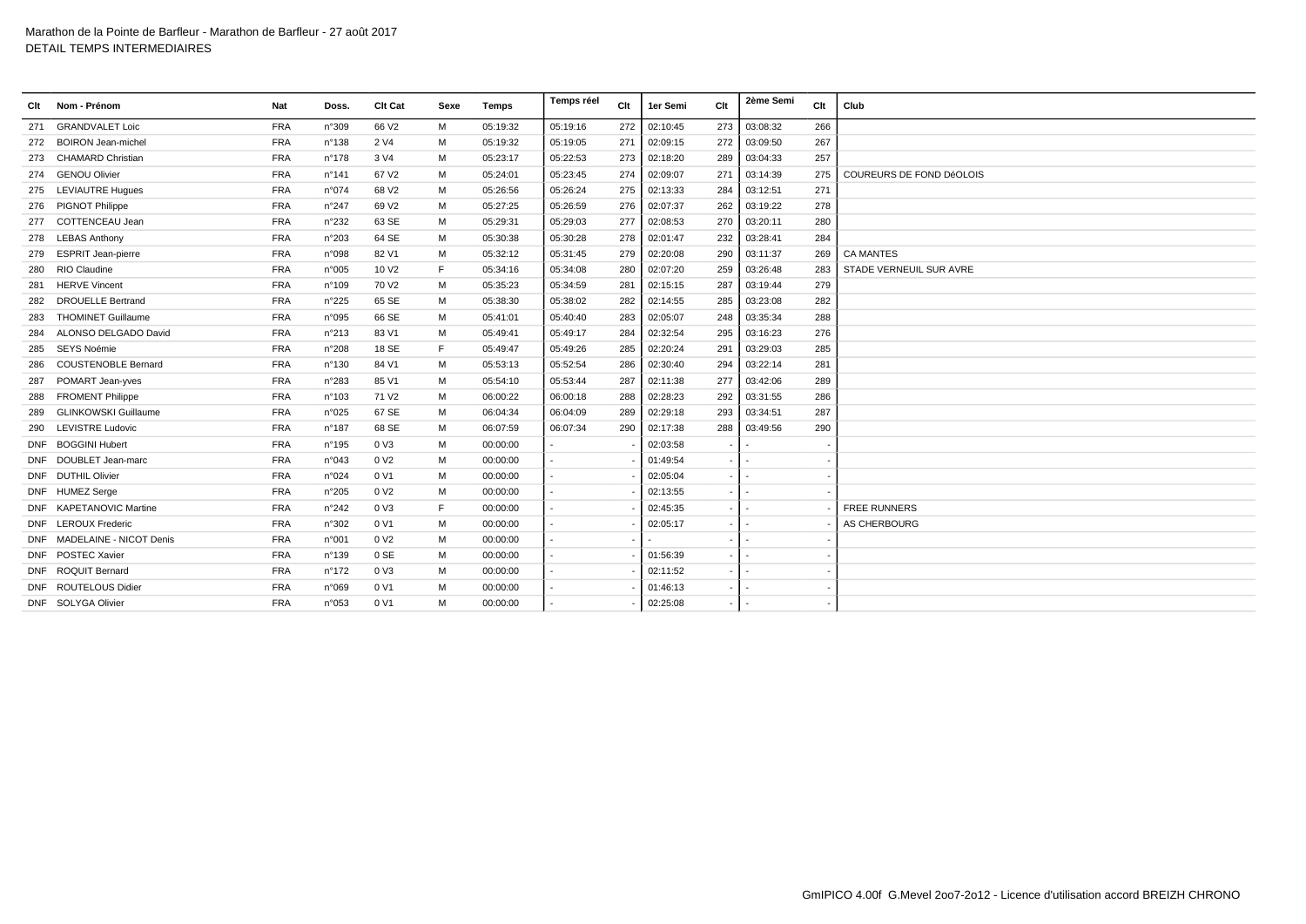Marathon de la Pointe de Barfleur - Marathon de Barfleur - 27 août 2017
DETAIL TEMPS INTERMEDIAIRES

| Clt | Nom - Prénom | Nat | Doss. | Clt Cat | Sexe | Temps | Temps réel | Clt | 1er Semi | Clt | 2ème Semi | Clt | Club |
|---|---|---|---|---|---|---|---|---|---|---|---|---|---|
| 271 | GRANDVALET Loic | FRA | n°309 | 66 V2 | M | 05:19:32 | 05:19:16 | 272 | 02:10:45 | 273 | 03:08:32 | 266 | |
| 272 | BOIRON Jean-michel | FRA | n°138 | 2 V4 | M | 05:19:32 | 05:19:05 | 271 | 02:09:15 | 272 | 03:09:50 | 267 | |
| 273 | CHAMARD Christian | FRA | n°178 | 3 V4 | M | 05:23:17 | 05:22:53 | 273 | 02:18:20 | 289 | 03:04:33 | 257 | |
| 274 | GENOU Olivier | FRA | n°141 | 67 V2 | M | 05:24:01 | 05:23:45 | 274 | 02:09:07 | 271 | 03:14:39 | 275 | COUREURS DE FOND DéOLOIS |
| 275 | LEVIAUTRE Hugues | FRA | n°074 | 68 V2 | M | 05:26:56 | 05:26:24 | 275 | 02:13:33 | 284 | 03:12:51 | 271 | |
| 276 | PIGNOT Philippe | FRA | n°247 | 69 V2 | M | 05:27:25 | 05:26:59 | 276 | 02:07:37 | 262 | 03:19:22 | 278 | |
| 277 | COTTENCEAU Jean | FRA | n°232 | 63 SE | M | 05:29:31 | 05:29:03 | 277 | 02:08:53 | 270 | 03:20:11 | 280 | |
| 278 | LEBAS Anthony | FRA | n°203 | 64 SE | M | 05:30:38 | 05:30:28 | 278 | 02:01:47 | 232 | 03:28:41 | 284 | |
| 279 | ESPRIT Jean-pierre | FRA | n°098 | 82 V1 | M | 05:32:12 | 05:31:45 | 279 | 02:20:08 | 290 | 03:11:37 | 269 | CA MANTES |
| 280 | RIO Claudine | FRA | n°005 | 10 V2 | F | 05:34:16 | 05:34:08 | 280 | 02:07:20 | 259 | 03:26:48 | 283 | STADE VERNEUIL SUR AVRE |
| 281 | HERVE Vincent | FRA | n°109 | 70 V2 | M | 05:35:23 | 05:34:59 | 281 | 02:15:15 | 287 | 03:19:44 | 279 | |
| 282 | DROUELLE Bertrand | FRA | n°225 | 65 SE | M | 05:38:30 | 05:38:02 | 282 | 02:14:55 | 285 | 03:23:08 | 282 | |
| 283 | THOMINET Guillaume | FRA | n°095 | 66 SE | M | 05:41:01 | 05:40:40 | 283 | 02:05:07 | 248 | 03:35:34 | 288 | |
| 284 | ALONSO DELGADO David | FRA | n°213 | 83 V1 | M | 05:49:41 | 05:49:17 | 284 | 02:32:54 | 295 | 03:16:23 | 276 | |
| 285 | SEYS Noémie | FRA | n°208 | 18 SE | F | 05:49:47 | 05:49:26 | 285 | 02:20:24 | 291 | 03:29:03 | 285 | |
| 286 | COUSTENOBLE Bernard | FRA | n°130 | 84 V1 | M | 05:53:13 | 05:52:54 | 286 | 02:30:40 | 294 | 03:22:14 | 281 | |
| 287 | POMART Jean-yves | FRA | n°283 | 85 V1 | M | 05:54:10 | 05:53:44 | 287 | 02:11:38 | 277 | 03:42:06 | 289 | |
| 288 | FROMENT Philippe | FRA | n°103 | 71 V2 | M | 06:00:22 | 06:00:18 | 288 | 02:28:23 | 292 | 03:31:55 | 286 | |
| 289 | GLINKOWSKI Guillaume | FRA | n°025 | 67 SE | M | 06:04:34 | 06:04:09 | 289 | 02:29:18 | 293 | 03:34:51 | 287 | |
| 290 | LEVISTRE Ludovic | FRA | n°187 | 68 SE | M | 06:07:59 | 06:07:34 | 290 | 02:17:38 | 288 | 03:49:56 | 290 | |
| DNF | BOGGINI Hubert | FRA | n°195 | 0 V3 | M | 00:00:00 | - | - | 02:03:58 | - | - | - | |
| DNF | DOUBLET Jean-marc | FRA | n°043 | 0 V2 | M | 00:00:00 | - | - | 01:49:54 | - | - | - | |
| DNF | DUTHIL Olivier | FRA | n°024 | 0 V1 | M | 00:00:00 | - | - | 02:05:04 | - | - | - | |
| DNF | HUMEZ Serge | FRA | n°205 | 0 V2 | M | 00:00:00 | - | - | 02:13:55 | - | - | - | |
| DNF | KAPETANOVIC Martine | FRA | n°242 | 0 V3 | F | 00:00:00 | - | - | 02:45:35 | - | - | - | FREE RUNNERS |
| DNF | LEROUX Frederic | FRA | n°302 | 0 V1 | M | 00:00:00 | - | - | 02:05:17 | - | - | - | AS CHERBOURG |
| DNF | MADELAINE - NICOT Denis | FRA | n°001 | 0 V2 | M | 00:00:00 | - | - | - | - | - | - | |
| DNF | POSTEC Xavier | FRA | n°139 | 0 SE | M | 00:00:00 | - | - | 01:56:39 | - | - | - | |
| DNF | ROQUIT Bernard | FRA | n°172 | 0 V3 | M | 00:00:00 | - | - | 02:11:52 | - | - | - | |
| DNF | ROUTELOUS Didier | FRA | n°069 | 0 V1 | M | 00:00:00 | - | - | 01:46:13 | - | - | - | |
| DNF | SOLYGA Olivier | FRA | n°053 | 0 V1 | M | 00:00:00 | - | - | 02:25:08 | - | - | - | |

GmIPICO 4.00f G.Mevel 2oo7-2o12 - Licence d'utilisation accord BREIZH CHRONO